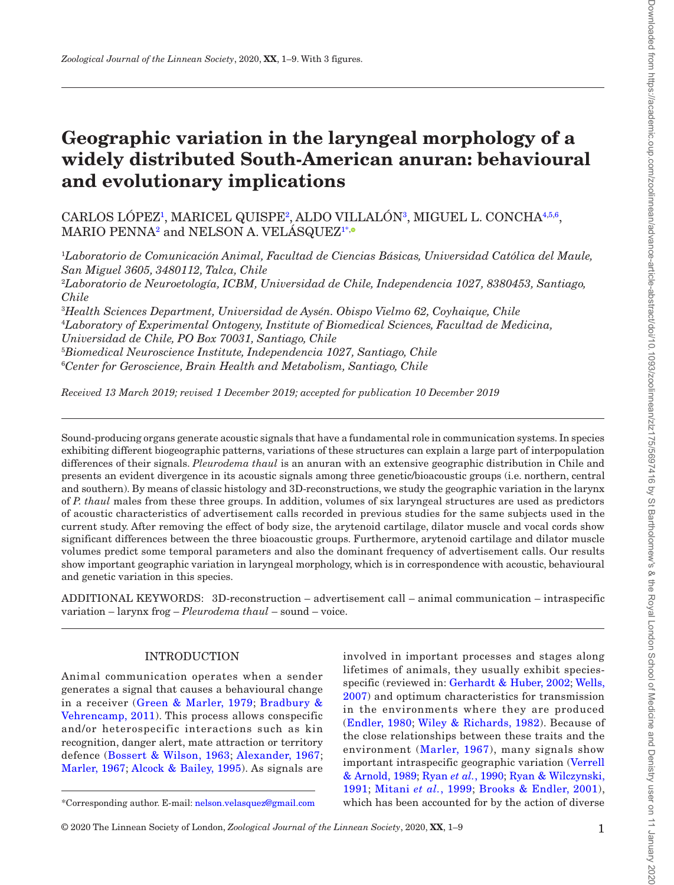# Geographic variation in the laryngeal morphology of a widely distributed South-American anuran: behavioural and evolutionary implications

CARLOS LÓPEZ[1], MARICEL QUISPE[2], ALDO VILLALÓN[3], MIGUEL L. CONCHA[4,5,6], MARIO PENNA[2] and NELSON A. VELÁSQUEZ[1*]

[1]*Laboratorio de Comunicación Animal, Facultad de Ciencias Básicas, Universidad Católica del Maule, San Miguel 3605, 3480112, Talca, Chile*
[2]*Laboratorio de Neuroetología, ICBM, Universidad de Chile, Independencia 1027, 8380453, Santiago, Chile*
[3]*Health Sciences Department, Universidad de Aysén. Obispo Vielmo 62, Coyhaique, Chile*
[4]*Laboratory of Experimental Ontogeny, Institute of Biomedical Sciences, Facultad de Medicina, Universidad de Chile, PO Box 70031, Santiago, Chile*
[5]*Biomedical Neuroscience Institute, Independencia 1027, Santiago, Chile*
[6]*Center for Geroscience, Brain Health and Metabolism, Santiago, Chile*

*Received 13 March 2019; revised 1 December 2019; accepted for publication 10 December 2019*

Sound-producing organs generate acoustic signals that have a fundamental role in communication systems. In species exhibiting different biogeographic patterns, variations of these structures can explain a large part of interpopulation differences of their signals. *Pleurodema thaul* is an anuran with an extensive geographic distribution in Chile and presents an evident divergence in its acoustic signals among three genetic/bioacoustic groups (i.e. northern, central and southern). By means of classic histology and 3D-reconstructions, we study the geographic variation in the larynx of *P. thaul* males from these three groups. In addition, volumes of six laryngeal structures are used as predictors of acoustic characteristics of advertisement calls recorded in previous studies for the same subjects used in the current study. After removing the effect of body size, the arytenoid cartilage, dilator muscle and vocal cords show significant differences between the three bioacoustic groups. Furthermore, arytenoid cartilage and dilator muscle volumes predict some temporal parameters and also the dominant frequency of advertisement calls. Our results show important geographic variation in laryngeal morphology, which is in correspondence with acoustic, behavioural and genetic variation in this species.

ADDITIONAL KEYWORDS: 3D-reconstruction – advertisement call – animal communication – intraspecific variation – larynx frog – *Pleurodema thaul* – sound – voice.

## INTRODUCTION

Animal communication operates when a sender generates a signal that causes a behavioural change in a receiver (Green & Marler, 1979; Bradbury & Vehrencamp, 2011). This process allows conspecific and/or heterospecific interactions such as kin recognition, danger alert, mate attraction or territory defence (Bossert & Wilson, 1963; Alexander, 1967; Marler, 1967; Alcock & Bailey, 1995). As signals are involved in important processes and stages along lifetimes of animals, they usually exhibit species-specific (reviewed in: Gerhardt & Huber, 2002; Wells, 2007) and optimum characteristics for transmission in the environments where they are produced (Endler, 1980; Wiley & Richards, 1982). Because of the close relationships between these traits and the environment (Marler, 1967), many signals show important intraspecific geographic variation (Verrell & Arnold, 1989; Ryan *et al.*, 1990; Ryan & Wilczynski, 1991; Mitani *et al.*, 1999; Brooks & Endler, 2001), which has been accounted for by the action of diverse

*Corresponding author. E-mail: nelson.velasquez@gmail.com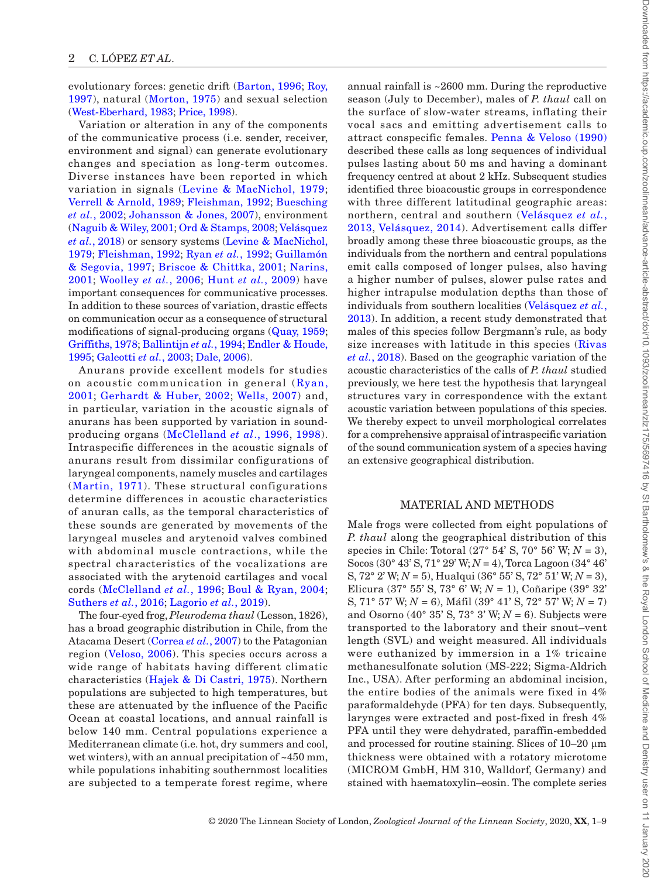evolutionary forces: genetic drift (Barton, 1996; Roy, 1997), natural (Morton, 1975) and sexual selection (West-Eberhard, 1983; Price, 1998).

Variation or alteration in any of the components of the communicative process (i.e. sender, receiver, environment and signal) can generate evolutionary changes and speciation as long-term outcomes. Diverse instances have been reported in which variation in signals (Levine & MacNichol, 1979; Verrell & Arnold, 1989; Fleishman, 1992; Buesching *et al.*, 2002; Johansson & Jones, 2007), environment (Naguib & Wiley, 2001; Ord & Stamps, 2008; Velásquez *et al.*, 2018) or sensory systems (Levine & MacNichol, 1979; Fleishman, 1992; Ryan *et al.*, 1992; Guillamón & Segovia, 1997; Briscoe & Chittka, 2001; Narins, 2001; Woolley *et al.*, 2006; Hunt *et al.*, 2009) have important consequences for communicative processes. In addition to these sources of variation, drastic effects on communication occur as a consequence of structural modifications of signal-producing organs (Quay, 1959; Griffiths, 1978; Ballintijn *et al.*, 1994; Endler & Houde, 1995; Galeotti *et al.*, 2003; Dale, 2006).

Anurans provide excellent models for studies on acoustic communication in general (Ryan, 2001; Gerhardt & Huber, 2002; Wells, 2007) and, in particular, variation in the acoustic signals of anurans has been supported by variation in sound-producing organs (McClelland *et al.*, 1996, 1998). Intraspecific differences in the acoustic signals of anurans result from dissimilar configurations of laryngeal components, namely muscles and cartilages (Martin, 1971). These structural configurations determine differences in acoustic characteristics of anuran calls, as the temporal characteristics of these sounds are generated by movements of the laryngeal muscles and arytenoid valves combined with abdominal muscle contractions, while the spectral characteristics of the vocalizations are associated with the arytenoid cartilages and vocal cords (McClelland *et al.*, 1996; Boul & Ryan, 2004; Suthers *et al.*, 2016; Lagorio *et al.*, 2019).

The four-eyed frog, *Pleurodema thaul* (Lesson, 1826), has a broad geographic distribution in Chile, from the Atacama Desert (Correa *et al.*, 2007) to the Patagonian region (Veloso, 2006). This species occurs across a wide range of habitats having different climatic characteristics (Hajek & Di Castri, 1975). Northern populations are subjected to high temperatures, but these are attenuated by the influence of the Pacific Ocean at coastal locations, and annual rainfall is below 140 mm. Central populations experience a Mediterranean climate (i.e. hot, dry summers and cool, wet winters), with an annual precipitation of ~450 mm, while populations inhabiting southernmost localities are subjected to a temperate forest regime, where annual rainfall is ~2600 mm. During the reproductive season (July to December), males of *P. thaul* call on the surface of slow-water streams, inflating their vocal sacs and emitting advertisement calls to attract conspecific females. Penna & Veloso (1990) described these calls as long sequences of individual pulses lasting about 50 ms and having a dominant frequency centred at about 2 kHz. Subsequent studies identified three bioacoustic groups in correspondence with three different latitudinal geographic areas: northern, central and southern (Velásquez *et al.*, 2013, Velásquez, 2014). Advertisement calls differ broadly among these three bioacoustic groups, as the individuals from the northern and central populations emit calls composed of longer pulses, also having a higher number of pulses, slower pulse rates and higher intrapulse modulation depths than those of individuals from southern localities (Velásquez *et al.*, 2013). In addition, a recent study demonstrated that males of this species follow Bergmann's rule, as body size increases with latitude in this species (Rivas *et al.*, 2018). Based on the geographic variation of the acoustic characteristics of the calls of *P. thaul* studied previously, we here test the hypothesis that laryngeal structures vary in correspondence with the extant acoustic variation between populations of this species. We thereby expect to unveil morphological correlates for a comprehensive appraisal of intraspecific variation of the sound communication system of a species having an extensive geographical distribution.

## MATERIAL AND METHODS

Male frogs were collected from eight populations of *P. thaul* along the geographical distribution of this species in Chile: Totoral (27° 54' S, 70° 56' W; $N = 3$), Socos (30° 43' S, 71° 29' W; $N = 4$), Torca Lagoon (34° 46' S, 72° 2' W; $N = 5$), Hualqui (36° 55' S, 72° 51' W; $N = 3$), Elicura (37° 55' S, 73° 6' W; $N = 1$), Coñaripe (39° 32' S, 71° 57' W; $N = 6$), Máfil (39° 41' S, 72° 57' W; $N = 7$) and Osorno (40° 35' S, 73° 3' W; $N = 6$). Subjects were transported to the laboratory and their snout–vent length (SVL) and weight measured. All individuals were euthanized by immersion in a 1% tricaine methanesulfonate solution (MS-222; Sigma-Aldrich Inc., USA). After performing an abdominal incision, the entire bodies of the animals were fixed in 4% paraformaldehyde (PFA) for ten days. Subsequently, larynges were extracted and post-fixed in fresh 4% PFA until they were dehydrated, paraffin-embedded and processed for routine staining. Slices of 10–20 µm thickness were obtained with a rotatory microtome (MICROM GmbH, HM 310, Walldorf, Germany) and stained with haematoxylin–eosin. The complete series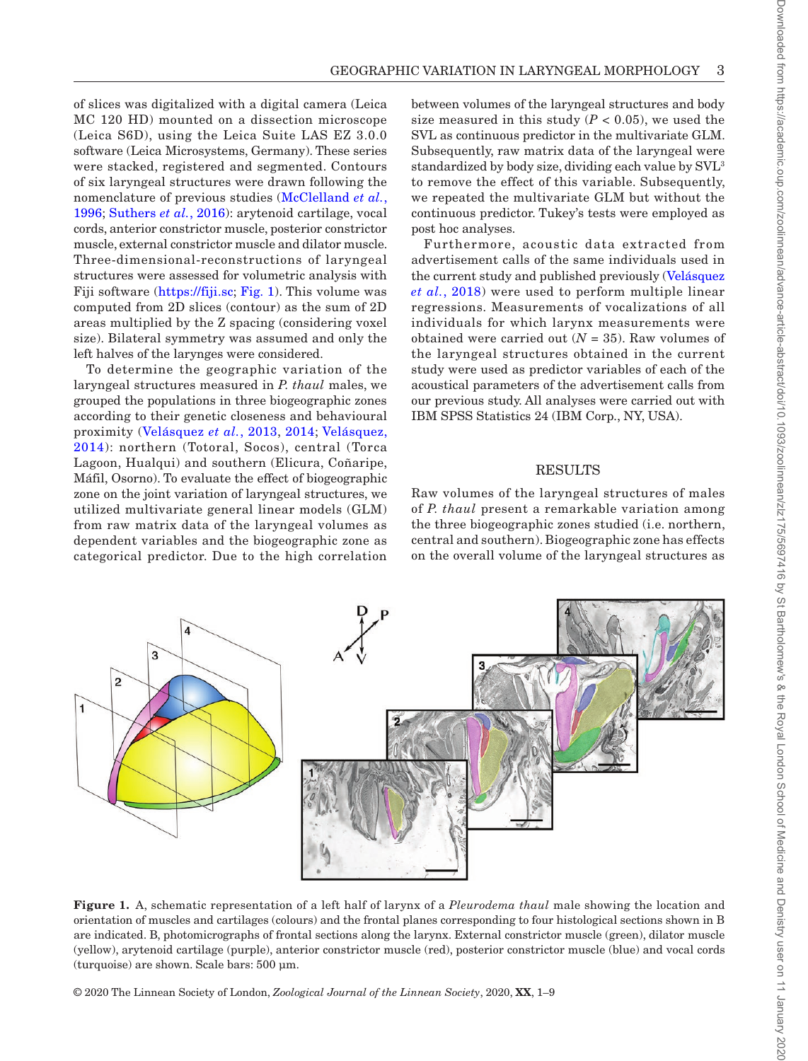of slices was digitalized with a digital camera (Leica MC 120 HD) mounted on a dissection microscope (Leica S6D), using the Leica Suite LAS EZ 3.0.0 software (Leica Microsystems, Germany). These series were stacked, registered and segmented. Contours of six laryngeal structures were drawn following the nomenclature of previous studies (McClelland *et al.*, 1996; Suthers *et al.*, 2016): arytenoid cartilage, vocal cords, anterior constrictor muscle, posterior constrictor muscle, external constrictor muscle and dilator muscle. Three-dimensional-reconstructions of laryngeal structures were assessed for volumetric analysis with Fiji software (https://fiji.sc; Fig. 1). This volume was computed from 2D slices (contour) as the sum of 2D areas multiplied by the Z spacing (considering voxel size). Bilateral symmetry was assumed and only the left halves of the larynges were considered.

To determine the geographic variation of the laryngeal structures measured in *P. thaul* males, we grouped the populations in three biogeographic zones according to their genetic closeness and behavioural proximity (Velásquez *et al.*, 2013, 2014; Velásquez, 2014): northern (Totoral, Socos), central (Torca Lagoon, Hualqui) and southern (Elicura, Coñaripe, Máfil, Osorno). To evaluate the effect of biogeographic zone on the joint variation of laryngeal structures, we utilized multivariate general linear models (GLM) from raw matrix data of the laryngeal volumes as dependent variables and the biogeographic zone as categorical predictor. Due to the high correlation between volumes of the laryngeal structures and body size measured in this study ($P < 0.05$), we used the SVL as continuous predictor in the multivariate GLM. Subsequently, raw matrix data of the laryngeal were standardized by body size, dividing each value by $\mathrm{SVL}^3$ to remove the effect of this variable. Subsequently, we repeated the multivariate GLM but without the continuous predictor. Tukey's tests were employed as post hoc analyses.

Furthermore, acoustic data extracted from advertisement calls of the same individuals used in the current study and published previously (Velásquez *et al.*, 2018) were used to perform multiple linear regressions. Measurements of vocalizations of all individuals for which larynx measurements were obtained were carried out ($N = 35$). Raw volumes of the laryngeal structures obtained in the current study were used as predictor variables of each of the acoustical parameters of the advertisement calls from our previous study. All analyses were carried out with IBM SPSS Statistics 24 (IBM Corp., NY, USA).

## RESULTS

Raw volumes of the laryngeal structures of males of *P. thaul* present a remarkable variation among the three biogeographic zones studied (i.e. northern, central and southern). Biogeographic zone has effects on the overall volume of the laryngeal structures as

**Figure 1.** A, schematic representation of a left half of larynx of a *Pleurodema thaul* male showing the location and orientation of muscles and cartilages (colours) and the frontal planes corresponding to four histological sections shown in B are indicated. B, photomicrographs of frontal sections along the larynx. External constrictor muscle (green), dilator muscle (yellow), arytenoid cartilage (purple), anterior constrictor muscle (red), posterior constrictor muscle (blue) and vocal cords (turquoise) are shown. Scale bars: 500 µm.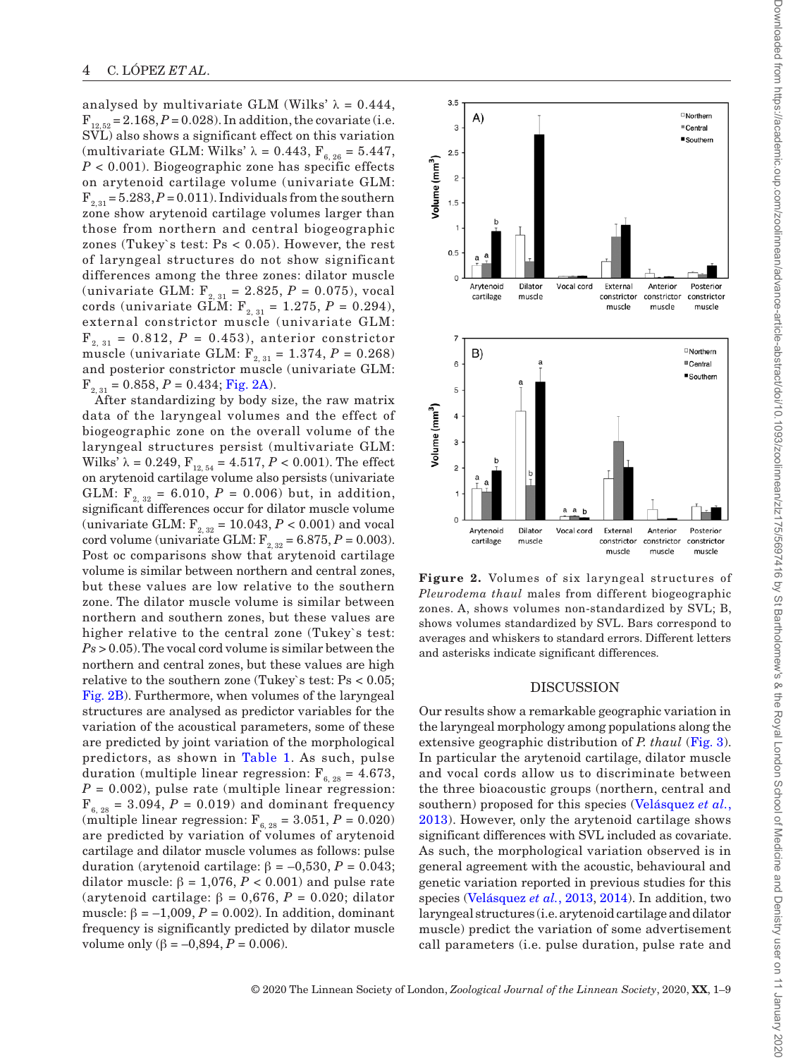analysed by multivariate GLM (Wilks' λ = 0.444, $F_{12,52}$ = 2.168, $P$ = 0.028). In addition, the covariate (i.e. SVL) also shows a significant effect on this variation (multivariate GLM: Wilks' λ = 0.443, $F_{6,26}$ = 5.447, $P$ < 0.001). Biogeographic zone has specific effects on arytenoid cartilage volume (univariate GLM: $F_{2,31}$ = 5.283, $P$ = 0.011). Individuals from the southern zone show arytenoid cartilage volumes larger than those from northern and central biogeographic zones (Tukey`s test: Ps < 0.05). However, the rest of laryngeal structures do not show significant differences among the three zones: dilator muscle (univariate GLM: $F_{2,31}$ = 2.825, $P$ = 0.075), vocal cords (univariate GLM: $F_{2,31}$ = 1.275, $P$ = 0.294), external constrictor muscle (univariate GLM: $F_{2,31}$ = 0.812, $P$ = 0.453), anterior constrictor muscle (univariate GLM: $F_{2,31}$ = 1.374, $P$ = 0.268) and posterior constrictor muscle (univariate GLM: $F_{2,31}$ = 0.858, $P$ = 0.434; Fig. 2A).

After standardizing by body size, the raw matrix data of the laryngeal volumes and the effect of biogeographic zone on the overall volume of the laryngeal structures persist (multivariate GLM: Wilks' λ = 0.249, $F_{12,54}$ = 4.517, $P$ < 0.001). The effect on arytenoid cartilage volume also persists (univariate GLM: $F_{2,32}$ = 6.010, $P$ = 0.006) but, in addition, significant differences occur for dilator muscle volume (univariate GLM: $F_{2,32}$ = 10.043, $P$ < 0.001) and vocal cord volume (univariate GLM: $F_{2,32}$ = 6.875, $P$ = 0.003). Post oc comparisons show that arytenoid cartilage volume is similar between northern and central zones, but these values are low relative to the southern zone. The dilator muscle volume is similar between northern and southern zones, but these values are higher relative to the central zone (Tukey`s test: *Ps* > 0.05). The vocal cord volume is similar between the northern and central zones, but these values are high relative to the southern zone (Tukey`s test: Ps < 0.05; Fig. 2B). Furthermore, when volumes of the laryngeal structures are analysed as predictor variables for the variation of the acoustical parameters, some of these are predicted by joint variation of the morphological predictors, as shown in Table 1. As such, pulse duration (multiple linear regression: $F_{6,28}$ = 4.673, $P$ = 0.002), pulse rate (multiple linear regression: $F_{6,28}$ = 3.094, $P$ = 0.019) and dominant frequency (multiple linear regression: $F_{6,28}$ = 3.051, $P$ = 0.020) are predicted by variation of volumes of arytenoid cartilage and dilator muscle volumes as follows: pulse duration (arytenoid cartilage: β = –0,530, $P$ = 0.043; dilator muscle: β = 1,076, $P$ < 0.001) and pulse rate (arytenoid cartilage: β = 0,676, $P$ = 0.020; dilator muscle: β = –1,009, $P$ = 0.002). In addition, dominant frequency is significantly predicted by dilator muscle volume only (β = –0,894, $P$ = 0.006).

**Figure 2.** Volumes of six laryngeal structures of *Pleurodema thaul* males from different biogeographic zones. A, shows volumes non-standardized by SVL; B, shows volumes standardized by SVL. Bars correspond to averages and whiskers to standard errors. Different letters and asterisks indicate significant differences.

## DISCUSSION

Our results show a remarkable geographic variation in the laryngeal morphology among populations along the extensive geographic distribution of *P. thaul* (Fig. 3). In particular the arytenoid cartilage, dilator muscle and vocal cords allow us to discriminate between the three bioacoustic groups (northern, central and southern) proposed for this species (Velásquez *et al.*, 2013). However, only the arytenoid cartilage shows significant differences with SVL included as covariate. As such, the morphological variation observed is in general agreement with the acoustic, behavioural and genetic variation reported in previous studies for this species (Velásquez *et al.*, 2013, 2014). In addition, two laryngeal structures (i.e. arytenoid cartilage and dilator muscle) predict the variation of some advertisement call parameters (i.e. pulse duration, pulse rate and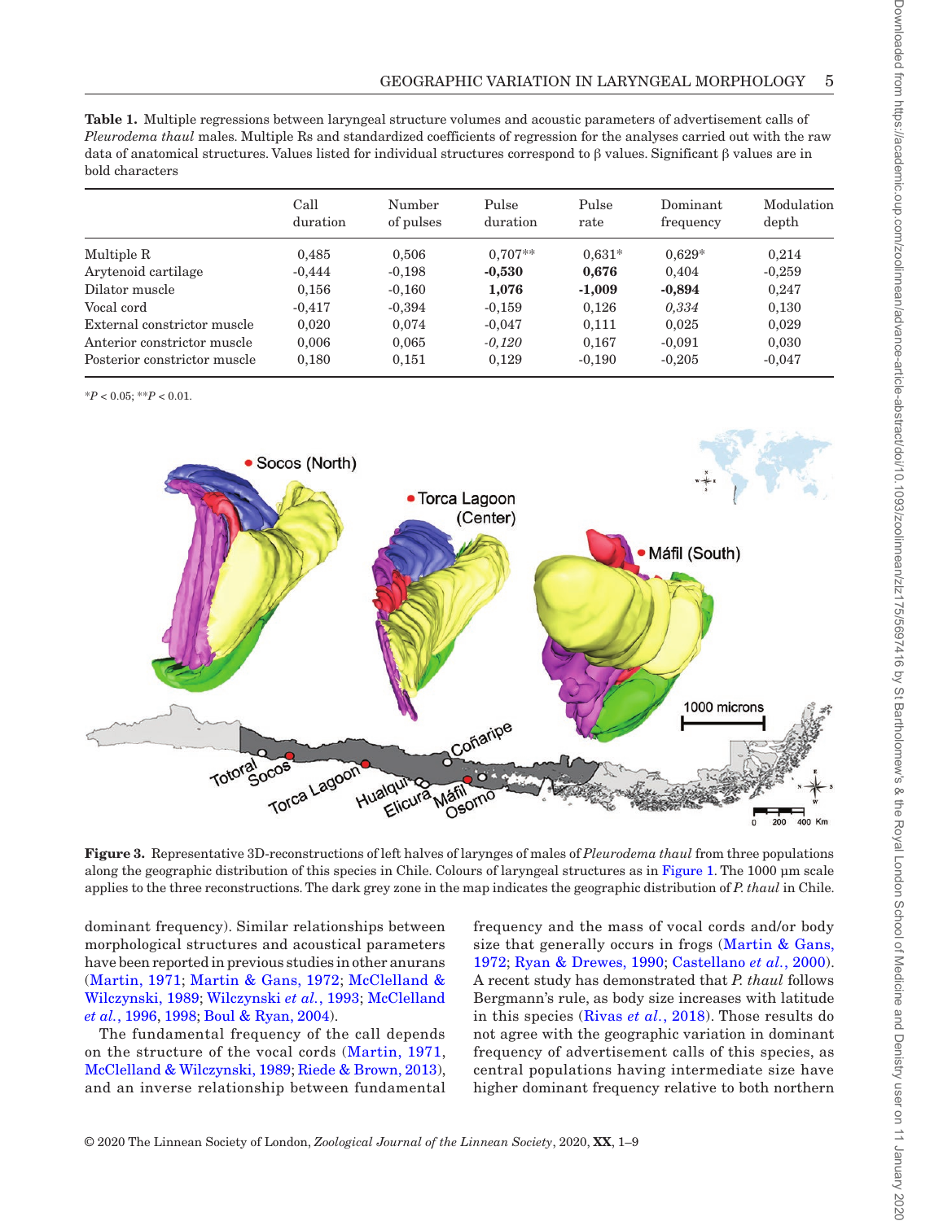**Table 1.** Multiple regressions between laryngeal structure volumes and acoustic parameters of advertisement calls of *Pleurodema thaul* males. Multiple Rs and standardized coefficients of regression for the analyses carried out with the raw data of anatomical structures. Values listed for individual structures correspond to β values. Significant β values are in bold characters

| | Call duration | Number of pulses | Pulse duration | Pulse rate | Dominant frequency | Modulation depth |
|---|---|---|---|---|---|---|
| Multiple R | 0,485 | 0,506 | 0,707** | 0,631* | 0,629* | 0,214 |
| Arytenoid cartilage | -0,444 | -0,198 | **-0,530** | **0,676** | 0,404 | -0,259 |
| Dilator muscle | 0,156 | -0,160 | **1,076** | **-1,009** | **-0,894** | 0,247 |
| Vocal cord | -0,417 | -0,394 | -0,159 | 0,126 | *0,334* | 0,130 |
| External constrictor muscle | 0,020 | 0,074 | -0,047 | 0,111 | 0,025 | 0,029 |
| Anterior constrictor muscle | 0,006 | 0,065 | *-0,120* | 0,167 | -0,091 | 0,030 |
| Posterior constrictor muscle | 0,180 | 0,151 | 0,129 | -0,190 | -0,205 | -0,047 |

*$P < 0.05$; **$P < 0.01$.

**Figure 3.** Representative 3D-reconstructions of left halves of larynges of males of *Pleurodema thaul* from three populations along the geographic distribution of this species in Chile. Colours of laryngeal structures as in Figure 1. The 1000 µm scale applies to the three reconstructions. The dark grey zone in the map indicates the geographic distribution of *P. thaul* in Chile.

dominant frequency). Similar relationships between morphological structures and acoustical parameters have been reported in previous studies in other anurans (Martin, 1971; Martin & Gans, 1972; McClelland & Wilczynski, 1989; Wilczynski *et al.*, 1993; McClelland *et al.*, 1996, 1998; Boul & Ryan, 2004).

The fundamental frequency of the call depends on the structure of the vocal cords (Martin, 1971, McClelland & Wilczynski, 1989; Riede & Brown, 2013), and an inverse relationship between fundamental frequency and the mass of vocal cords and/or body size that generally occurs in frogs (Martin & Gans, 1972; Ryan & Drewes, 1990; Castellano *et al.*, 2000). A recent study has demonstrated that *P. thaul* follows Bergmann's rule, as body size increases with latitude in this species (Rivas *et al.*, 2018). Those results do not agree with the geographic variation in dominant frequency of advertisement calls of this species, as central populations having intermediate size have higher dominant frequency relative to both northern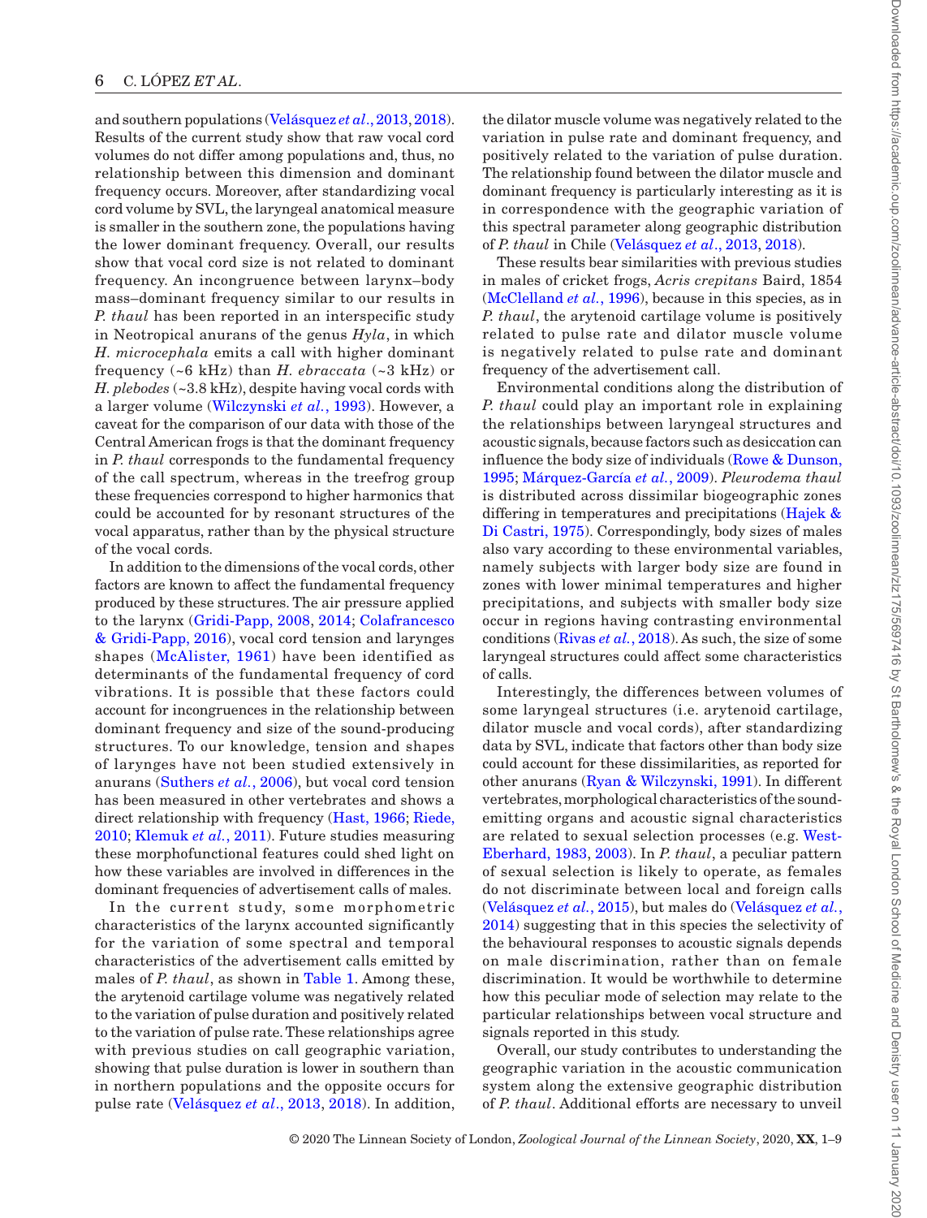and southern populations (Velásquez *et al.*, 2013, 2018). Results of the current study show that raw vocal cord volumes do not differ among populations and, thus, no relationship between this dimension and dominant frequency occurs. Moreover, after standardizing vocal cord volume by SVL, the laryngeal anatomical measure is smaller in the southern zone, the populations having the lower dominant frequency. Overall, our results show that vocal cord size is not related to dominant frequency. An incongruence between larynx–body mass–dominant frequency similar to our results in *P. thaul* has been reported in an interspecific study in Neotropical anurans of the genus *Hyla*, in which *H. microcephala* emits a call with higher dominant frequency (~6 kHz) than *H. ebraccata* (~3 kHz) or *H. plebodes* (~3.8 kHz), despite having vocal cords with a larger volume (Wilczynski *et al.*, 1993). However, a caveat for the comparison of our data with those of the Central American frogs is that the dominant frequency in *P. thaul* corresponds to the fundamental frequency of the call spectrum, whereas in the treefrog group these frequencies correspond to higher harmonics that could be accounted for by resonant structures of the vocal apparatus, rather than by the physical structure of the vocal cords.

In addition to the dimensions of the vocal cords, other factors are known to affect the fundamental frequency produced by these structures. The air pressure applied to the larynx (Gridi-Papp, 2008, 2014; Colafrancesco & Gridi-Papp, 2016), vocal cord tension and larynges shapes (McAlister, 1961) have been identified as determinants of the fundamental frequency of cord vibrations. It is possible that these factors could account for incongruences in the relationship between dominant frequency and size of the sound-producing structures. To our knowledge, tension and shapes of larynges have not been studied extensively in anurans (Suthers *et al.*, 2006), but vocal cord tension has been measured in other vertebrates and shows a direct relationship with frequency (Hast, 1966; Riede, 2010; Klemuk *et al.*, 2011). Future studies measuring these morphofunctional features could shed light on how these variables are involved in differences in the dominant frequencies of advertisement calls of males.

In the current study, some morphometric characteristics of the larynx accounted significantly for the variation of some spectral and temporal characteristics of the advertisement calls emitted by males of *P. thaul*, as shown in Table 1. Among these, the arytenoid cartilage volume was negatively related to the variation of pulse duration and positively related to the variation of pulse rate. These relationships agree with previous studies on call geographic variation, showing that pulse duration is lower in southern than in northern populations and the opposite occurs for pulse rate (Velásquez *et al.*, 2013, 2018). In addition, the dilator muscle volume was negatively related to the variation in pulse rate and dominant frequency, and positively related to the variation of pulse duration. The relationship found between the dilator muscle and dominant frequency is particularly interesting as it is in correspondence with the geographic variation of this spectral parameter along geographic distribution of *P. thaul* in Chile (Velásquez *et al.*, 2013, 2018).

These results bear similarities with previous studies in males of cricket frogs, *Acris crepitans* Baird, 1854 (McClelland *et al.*, 1996), because in this species, as in *P. thaul*, the arytenoid cartilage volume is positively related to pulse rate and dilator muscle volume is negatively related to pulse rate and dominant frequency of the advertisement call.

Environmental conditions along the distribution of *P. thaul* could play an important role in explaining the relationships between laryngeal structures and acoustic signals, because factors such as desiccation can influence the body size of individuals (Rowe & Dunson, 1995; Márquez-García *et al.*, 2009). *Pleurodema thaul* is distributed across dissimilar biogeographic zones differing in temperatures and precipitations (Hajek & Di Castri, 1975). Correspondingly, body sizes of males also vary according to these environmental variables, namely subjects with larger body size are found in zones with lower minimal temperatures and higher precipitations, and subjects with smaller body size occur in regions having contrasting environmental conditions (Rivas *et al.*, 2018). As such, the size of some laryngeal structures could affect some characteristics of calls.

Interestingly, the differences between volumes of some laryngeal structures (i.e. arytenoid cartilage, dilator muscle and vocal cords), after standardizing data by SVL, indicate that factors other than body size could account for these dissimilarities, as reported for other anurans (Ryan & Wilczynski, 1991). In different vertebrates, morphological characteristics of the sound-emitting organs and acoustic signal characteristics are related to sexual selection processes (e.g. West-Eberhard, 1983, 2003). In *P. thaul*, a peculiar pattern of sexual selection is likely to operate, as females do not discriminate between local and foreign calls (Velásquez *et al.*, 2015), but males do (Velásquez *et al.*, 2014) suggesting that in this species the selectivity of the behavioural responses to acoustic signals depends on male discrimination, rather than on female discrimination. It would be worthwhile to determine how this peculiar mode of selection may relate to the particular relationships between vocal structure and signals reported in this study.

Overall, our study contributes to understanding the geographic variation in the acoustic communication system along the extensive geographic distribution of *P. thaul*. Additional efforts are necessary to unveil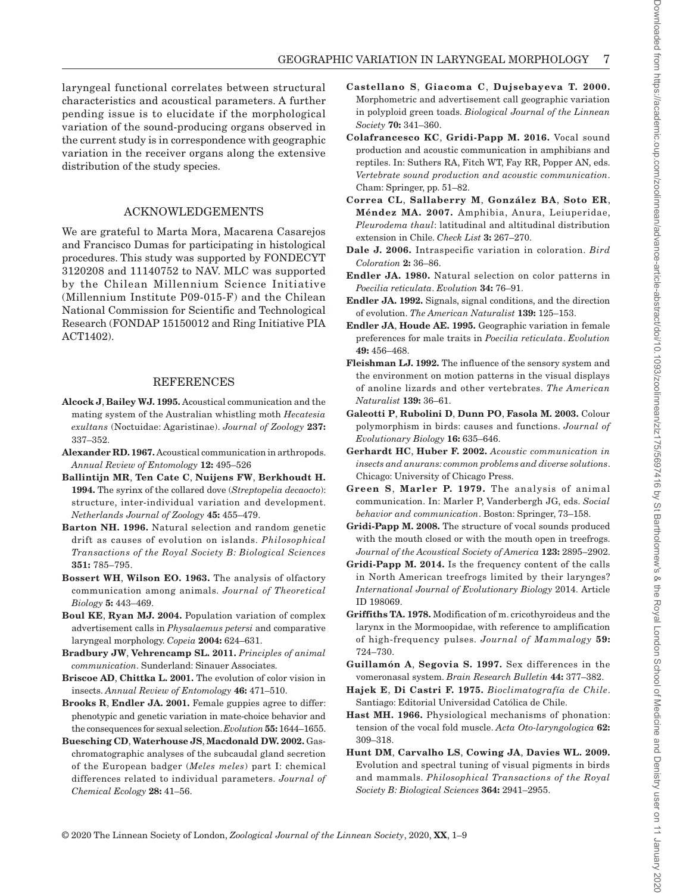laryngeal functional correlates between structural characteristics and acoustical parameters. A further pending issue is to elucidate if the morphological variation of the sound-producing organs observed in the current study is in correspondence with geographic variation in the receiver organs along the extensive distribution of the study species.

## ACKNOWLEDGEMENTS

We are grateful to Marta Mora, Macarena Casarejos and Francisco Dumas for participating in histological procedures. This study was supported by FONDECYT 3120208 and 11140752 to NAV. MLC was supported by the Chilean Millennium Science Initiative (Millennium Institute P09-015-F) and the Chilean National Commission for Scientific and Technological Research (FONDAP 15150012 and Ring Initiative PIA ACT1402).

## REFERENCES

**Alcock J, Bailey WJ. 1995.** Acoustical communication and the mating system of the Australian whistling moth *Hecatesia exultans* (Noctuidae: Agaristinae). *Journal of Zoology* **237:** 337–352.

**Alexander RD. 1967.** Acoustical communication in arthropods. *Annual Review of Entomology* **12:** 495–526

**Ballintijn MR, Ten Cate C, Nuijens FW, Berkhoudt H. 1994.** The syrinx of the collared dove (*Streptopelia decaocto*): structure, inter-individual variation and development. *Netherlands Journal of Zoology* **45:** 455–479.

**Barton NH. 1996.** Natural selection and random genetic drift as causes of evolution on islands. *Philosophical Transactions of the Royal Society B: Biological Sciences* **351:** 785–795.

**Bossert WH, Wilson EO. 1963.** The analysis of olfactory communication among animals. *Journal of Theoretical Biology* **5:** 443–469.

**Boul KE, Ryan MJ. 2004.** Population variation of complex advertisement calls in *Physalaemus petersi* and comparative laryngeal morphology. *Copeia* **2004:** 624–631.

**Bradbury JW, Vehrencamp SL. 2011.** *Principles of animal communication*. Sunderland: Sinauer Associates.

**Briscoe AD, Chittka L. 2001.** The evolution of color vision in insects. *Annual Review of Entomology* **46:** 471–510.

**Brooks R, Endler JA. 2001.** Female guppies agree to differ: phenotypic and genetic variation in mate-choice behavior and the consequences for sexual selection. *Evolution* **55:** 1644–1655.

**Buesching CD, Waterhouse JS, Macdonald DW. 2002.** Gas-chromatographic analyses of the subcaudal gland secretion of the European badger (*Meles meles*) part I: chemical differences related to individual parameters. *Journal of Chemical Ecology* **28:** 41–56.

**Castellano S, Giacoma C, Dujsebayeva T. 2000.** Morphometric and advertisement call geographic variation in polyploid green toads. *Biological Journal of the Linnean Society* **70:** 341–360.

**Colafrancesco KC, Gridi-Papp M. 2016.** Vocal sound production and acoustic communication in amphibians and reptiles. In: Suthers RA, Fitch WT, Fay RR, Popper AN, eds. *Vertebrate sound production and acoustic communication*. Cham: Springer, pp. 51–82.

**Correa CL, Sallaberry M, González BA, Soto ER, Méndez MA. 2007.** Amphibia, Anura, Leiuperidae, *Pleurodema thaul*: latitudinal and altitudinal distribution extension in Chile. *Check List* **3:** 267–270.

**Dale J. 2006.** Intraspecific variation in coloration. *Bird Coloration* **2:** 36–86.

**Endler JA. 1980.** Natural selection on color patterns in *Poecilia reticulata*. *Evolution* **34:** 76–91.

**Endler JA. 1992.** Signals, signal conditions, and the direction of evolution. *The American Naturalist* **139:** 125–153.

**Endler JA, Houde AE. 1995.** Geographic variation in female preferences for male traits in *Poecilia reticulata*. *Evolution* **49:** 456–468.

**Fleishman LJ. 1992.** The influence of the sensory system and the environment on motion patterns in the visual displays of anoline lizards and other vertebrates. *The American Naturalist* **139:** 36–61.

**Galeotti P, Rubolini D, Dunn PO, Fasola M. 2003.** Colour polymorphism in birds: causes and functions. *Journal of Evolutionary Biology* **16:** 635–646.

**Gerhardt HC, Huber F. 2002.** *Acoustic communication in insects and anurans: common problems and diverse solutions*. Chicago: University of Chicago Press.

**Green S, Marler P. 1979.** The analysis of animal communication. In: Marler P, Vanderbergh JG, eds. *Social behavior and communication*. Boston: Springer, 73–158.

**Gridi-Papp M. 2008.** The structure of vocal sounds produced with the mouth closed or with the mouth open in treefrogs. *Journal of the Acoustical Society of America* **123:** 2895–2902.

**Gridi-Papp M. 2014.** Is the frequency content of the calls in North American treefrogs limited by their larynges? *International Journal of Evolutionary Biology* 2014. Article ID 198069.

**Griffiths TA. 1978.** Modification of m. cricothyroideus and the larynx in the Mormoopidae, with reference to amplification of high-frequency pulses. *Journal of Mammalogy* **59:** 724–730.

**Guillamón A, Segovia S. 1997.** Sex differences in the vomeronasal system. *Brain Research Bulletin* **44:** 377–382.

**Hajek E, Di Castri F. 1975.** *Bioclimatografía de Chile*. Santiago: Editorial Universidad Católica de Chile.

**Hast MH. 1966.** Physiological mechanisms of phonation: tension of the vocal fold muscle. *Acta Oto-laryngologica* **62:** 309–318.

**Hunt DM, Carvalho LS, Cowing JA, Davies WL. 2009.** Evolution and spectral tuning of visual pigments in birds and mammals. *Philosophical Transactions of the Royal Society B: Biological Sciences* **364:** 2941–2955.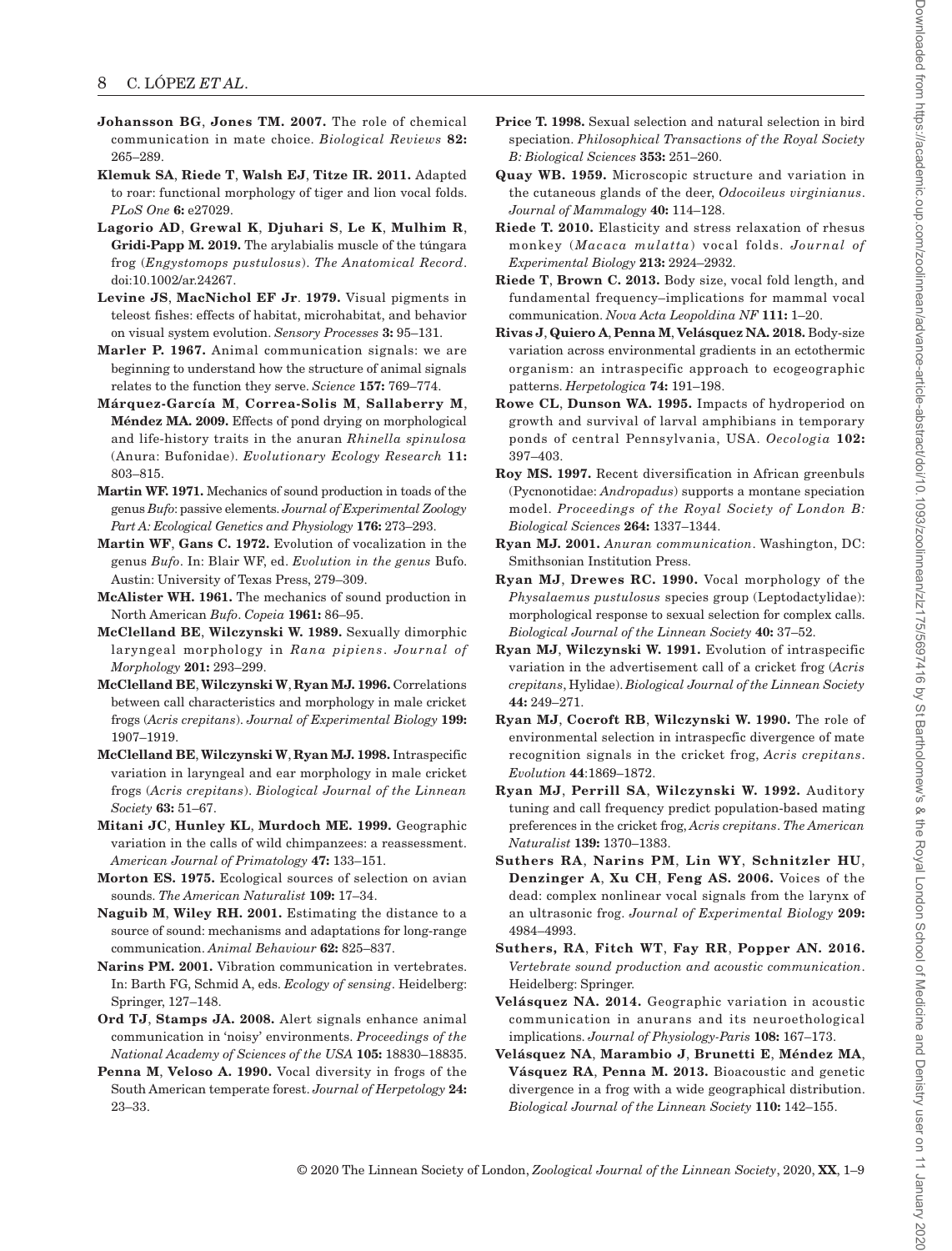**Johansson BG**, **Jones TM. 2007.** The role of chemical communication in mate choice. *Biological Reviews* **82:** 265–289.

**Klemuk SA**, **Riede T**, **Walsh EJ**, **Titze IR. 2011.** Adapted to roar: functional morphology of tiger and lion vocal folds. *PLoS One* **6:** e27029.

**Lagorio AD**, **Grewal K**, **Djuhari S**, **Le K**, **Mulhim R**, **Gridi-Papp M. 2019.** The arylabialis muscle of the túngara frog (*Engystomops pustulosus*). *The Anatomical Record*. doi:10.1002/ar.24267.

**Levine JS**, **MacNichol EF Jr**. **1979.** Visual pigments in teleost fishes: effects of habitat, microhabitat, and behavior on visual system evolution. *Sensory Processes* **3:** 95–131.

**Marler P. 1967.** Animal communication signals: we are beginning to understand how the structure of animal signals relates to the function they serve. *Science* **157:** 769–774.

**Márquez-García M**, **Correa-Solis M**, **Sallaberry M**, **Méndez MA. 2009.** Effects of pond drying on morphological and life-history traits in the anuran *Rhinella spinulosa* (Anura: Bufonidae). *Evolutionary Ecology Research* **11:** 803–815.

**Martin WF. 1971.** Mechanics of sound production in toads of the genus *Bufo*: passive elements. *Journal of Experimental Zoology Part A: Ecological Genetics and Physiology* **176:** 273–293.

**Martin WF**, **Gans C. 1972.** Evolution of vocalization in the genus *Bufo*. In: Blair WF, ed. *Evolution in the genus* Bufo. Austin: University of Texas Press, 279–309.

**McAlister WH. 1961.** The mechanics of sound production in North American *Bufo*. *Copeia* **1961:** 86–95.

**McClelland BE**, **Wilczynski W. 1989.** Sexually dimorphic laryngeal morphology in *Rana pipiens*. *Journal of Morphology* **201:** 293–299.

**McClelland BE**, **Wilczynski W**, **Ryan MJ. 1996.** Correlations between call characteristics and morphology in male cricket frogs (*Acris crepitans*). *Journal of Experimental Biology* **199:** 1907–1919.

**McClelland BE**, **Wilczynski W**, **Ryan MJ. 1998.** Intraspecific variation in laryngeal and ear morphology in male cricket frogs (*Acris crepitans*). *Biological Journal of the Linnean Society* **63:** 51–67.

**Mitani JC**, **Hunley KL**, **Murdoch ME. 1999.** Geographic variation in the calls of wild chimpanzees: a reassessment. *American Journal of Primatology* **47:** 133–151.

**Morton ES. 1975.** Ecological sources of selection on avian sounds. *The American Naturalist* **109:** 17–34.

**Naguib M**, **Wiley RH. 2001.** Estimating the distance to a source of sound: mechanisms and adaptations for long-range communication. *Animal Behaviour* **62:** 825–837.

**Narins PM. 2001.** Vibration communication in vertebrates. In: Barth FG, Schmid A, eds. *Ecology of sensing*. Heidelberg: Springer, 127–148.

**Ord TJ**, **Stamps JA. 2008.** Alert signals enhance animal communication in 'noisy' environments. *Proceedings of the National Academy of Sciences of the USA* **105:** 18830–18835.

**Penna M**, **Veloso A. 1990.** Vocal diversity in frogs of the South American temperate forest. *Journal of Herpetology* **24:** 23–33.

**Price T. 1998.** Sexual selection and natural selection in bird speciation. *Philosophical Transactions of the Royal Society B: Biological Sciences* **353:** 251–260.

**Quay WB. 1959.** Microscopic structure and variation in the cutaneous glands of the deer, *Odocoileus virginianus*. *Journal of Mammalogy* **40:** 114–128.

**Riede T. 2010.** Elasticity and stress relaxation of rhesus monkey (*Macaca mulatta*) vocal folds. *Journal of Experimental Biology* **213:** 2924–2932.

**Riede T**, **Brown C. 2013.** Body size, vocal fold length, and fundamental frequency–implications for mammal vocal communication. *Nova Acta Leopoldina NF* **111:** 1–20.

**Rivas J**, **Quiero A**, **Penna M**, **Velásquez NA. 2018.** Body-size variation across environmental gradients in an ectothermic organism: an intraspecific approach to ecogeographic patterns. *Herpetologica* **74:** 191–198.

**Rowe CL**, **Dunson WA. 1995.** Impacts of hydroperiod on growth and survival of larval amphibians in temporary ponds of central Pennsylvania, USA. *Oecologia* **102:** 397–403.

**Roy MS. 1997.** Recent diversification in African greenbuls (Pycnonotidae: *Andropadus*) supports a montane speciation model. *Proceedings of the Royal Society of London B: Biological Sciences* **264:** 1337–1344.

**Ryan MJ. 2001.** *Anuran communication*. Washington, DC: Smithsonian Institution Press.

**Ryan MJ**, **Drewes RC. 1990.** Vocal morphology of the *Physalaemus pustulosus* species group (Leptodactylidae): morphological response to sexual selection for complex calls. *Biological Journal of the Linnean Society* **40:** 37–52.

**Ryan MJ**, **Wilczynski W. 1991.** Evolution of intraspecific variation in the advertisement call of a cricket frog (*Acris crepitans*, Hylidae). *Biological Journal of the Linnean Society* **44:** 249–271.

**Ryan MJ**, **Cocroft RB**, **Wilczynski W. 1990.** The role of environmental selection in intraspecfic divergence of mate recognition signals in the cricket frog, *Acris crepitans*. *Evolution* **44**:1869–1872.

**Ryan MJ**, **Perrill SA**, **Wilczynski W. 1992.** Auditory tuning and call frequency predict population-based mating preferences in the cricket frog, *Acris crepitans*. *The American Naturalist* **139:** 1370–1383.

**Suthers RA**, **Narins PM**, **Lin WY**, **Schnitzler HU**, **Denzinger A**, **Xu CH**, **Feng AS. 2006.** Voices of the dead: complex nonlinear vocal signals from the larynx of an ultrasonic frog. *Journal of Experimental Biology* **209:** 4984–4993.

**Suthers, RA**, **Fitch WT**, **Fay RR**, **Popper AN. 2016.** *Vertebrate sound production and acoustic communication*. Heidelberg: Springer.

**Velásquez NA. 2014.** Geographic variation in acoustic communication in anurans and its neuroethological implications. *Journal of Physiology-Paris* **108:** 167–173.

**Velásquez NA**, **Marambio J**, **Brunetti E**, **Méndez MA**, **Vásquez RA**, **Penna M. 2013.** Bioacoustic and genetic divergence in a frog with a wide geographical distribution. *Biological Journal of the Linnean Society* **110:** 142–155.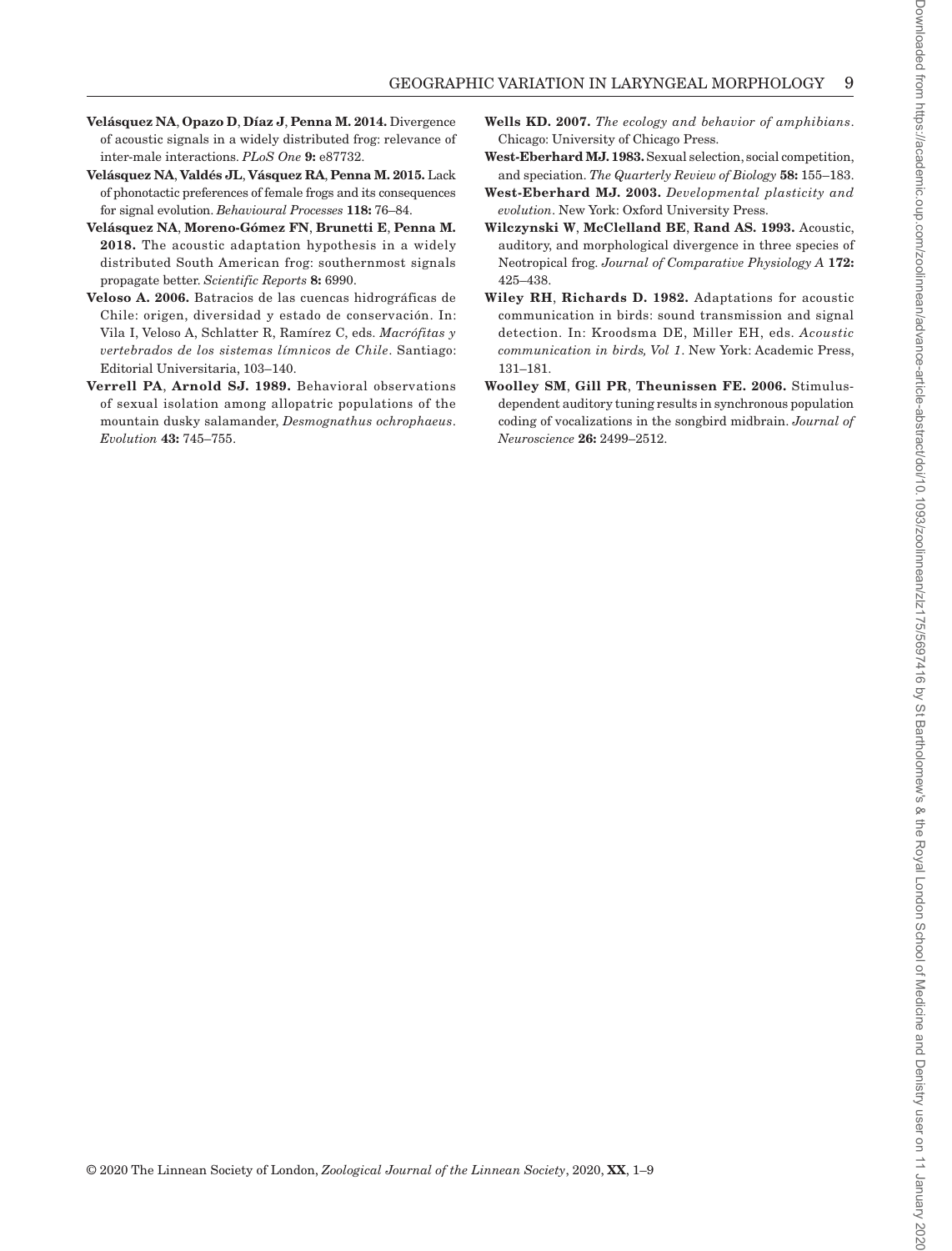**Velásquez NA**, **Opazo D**, **Díaz J**, **Penna M. 2014.** Divergence of acoustic signals in a widely distributed frog: relevance of inter-male interactions. *PLoS One* **9:** e87732.

**Velásquez NA**, **Valdés JL**, **Vásquez RA**, **Penna M. 2015.** Lack of phonotactic preferences of female frogs and its consequences for signal evolution. *Behavioural Processes* **118:** 76–84.

**Velásquez NA**, **Moreno-Gómez FN**, **Brunetti E**, **Penna M. 2018.** The acoustic adaptation hypothesis in a widely distributed South American frog: southernmost signals propagate better. *Scientific Reports* **8:** 6990.

**Veloso A. 2006.** Batracios de las cuencas hidrográficas de Chile: origen, diversidad y estado de conservación. In: Vila I, Veloso A, Schlatter R, Ramírez C, eds. *Macrófitas y vertebrados de los sistemas límnicos de Chile*. Santiago: Editorial Universitaria, 103–140.

**Verrell PA**, **Arnold SJ. 1989.** Behavioral observations of sexual isolation among allopatric populations of the mountain dusky salamander, *Desmognathus ochrophaeus*. *Evolution* **43:** 745–755.

**Wells KD. 2007.** *The ecology and behavior of amphibians*. Chicago: University of Chicago Press.

**West-Eberhard MJ. 1983.** Sexual selection, social competition, and speciation. *The Quarterly Review of Biology* **58:** 155–183.

**West-Eberhard MJ. 2003.** *Developmental plasticity and evolution*. New York: Oxford University Press.

**Wilczynski W**, **McClelland BE**, **Rand AS. 1993.** Acoustic, auditory, and morphological divergence in three species of Neotropical frog. *Journal of Comparative Physiology A* **172:** 425–438.

**Wiley RH**, **Richards D. 1982.** Adaptations for acoustic communication in birds: sound transmission and signal detection. In: Kroodsma DE, Miller EH, eds. *Acoustic communication in birds, Vol 1*. New York: Academic Press, 131–181.

**Woolley SM**, **Gill PR**, **Theunissen FE. 2006.** Stimulus-dependent auditory tuning results in synchronous population coding of vocalizations in the songbird midbrain. *Journal of Neuroscience* **26:** 2499–2512.